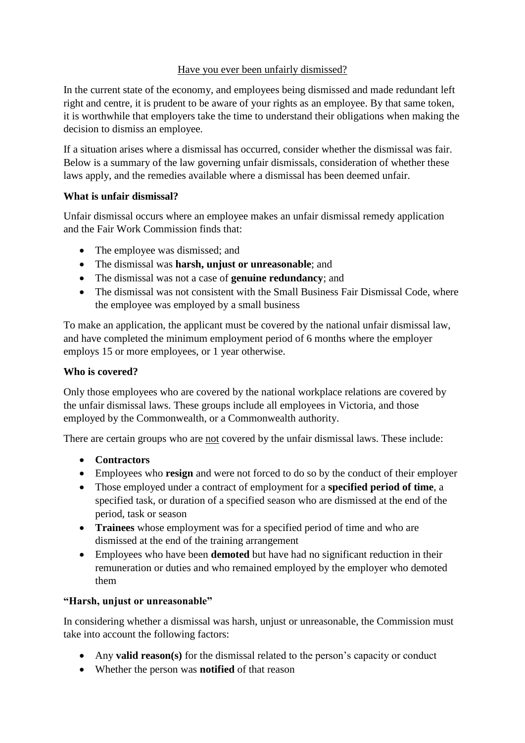<u>Have you ever been unfairly dismissed?</u>

In the current state of the economy, and employees being dismissed and made redundant left right and centre, it is prudent to be aware of your rights as an employee. By that same token, it is worthwhile that employers take the time to understand their obligations when making the decision to dismiss an employee.

If a situation arises where a dismissal has occurred, consider whether the dismissal was fair. Below is a summary of the law governing unfair dismissals, consideration of whether these laws apply, and the remedies available where a dismissal has been deemed unfair.

**What is unfair dismissal?**

Unfair dismissal occurs where an employee makes an unfair dismissal remedy application and the Fair Work Commission finds that:

- The employee was dismissed; and
- The dismissal was **harsh, unjust or unreasonable**; and
- The dismissal was not a case of **genuine redundancy**; and
- The dismissal was not consistent with the Small Business Fair Dismissal Code, where the employee was employed by a small business

To make an application, the applicant must be covered by the national unfair dismissal law, and have completed the minimum employment period of 6 months where the employer employs 15 or more employees, or 1 year otherwise.

**Who is covered?**

Only those employees who are covered by the national workplace relations are covered by the unfair dismissal laws. These groups include all employees in Victoria, and those employed by the Commonwealth, or a Commonwealth authority.

There are certain groups who are <u>not</u> covered by the unfair dismissal laws. These include:

- **Contractors**
- Employees who **resign** and were not forced to do so by the conduct of their employer
- Those employed under a contract of employment for a **specified period of time**, a specified task, or duration of a specified season who are dismissed at the end of the period, task or season
- **Trainees** whose employment was for a specified period of time and who are dismissed at the end of the training arrangement
- Employees who have been **demoted** but have had no significant reduction in their remuneration or duties and who remained employed by the employer who demoted them

**"Harsh, unjust or unreasonable"**

In considering whether a dismissal was harsh, unjust or unreasonable, the Commission must take into account the following factors:

- Any **valid reason(s)** for the dismissal related to the person's capacity or conduct
- Whether the person was **notified** of that reason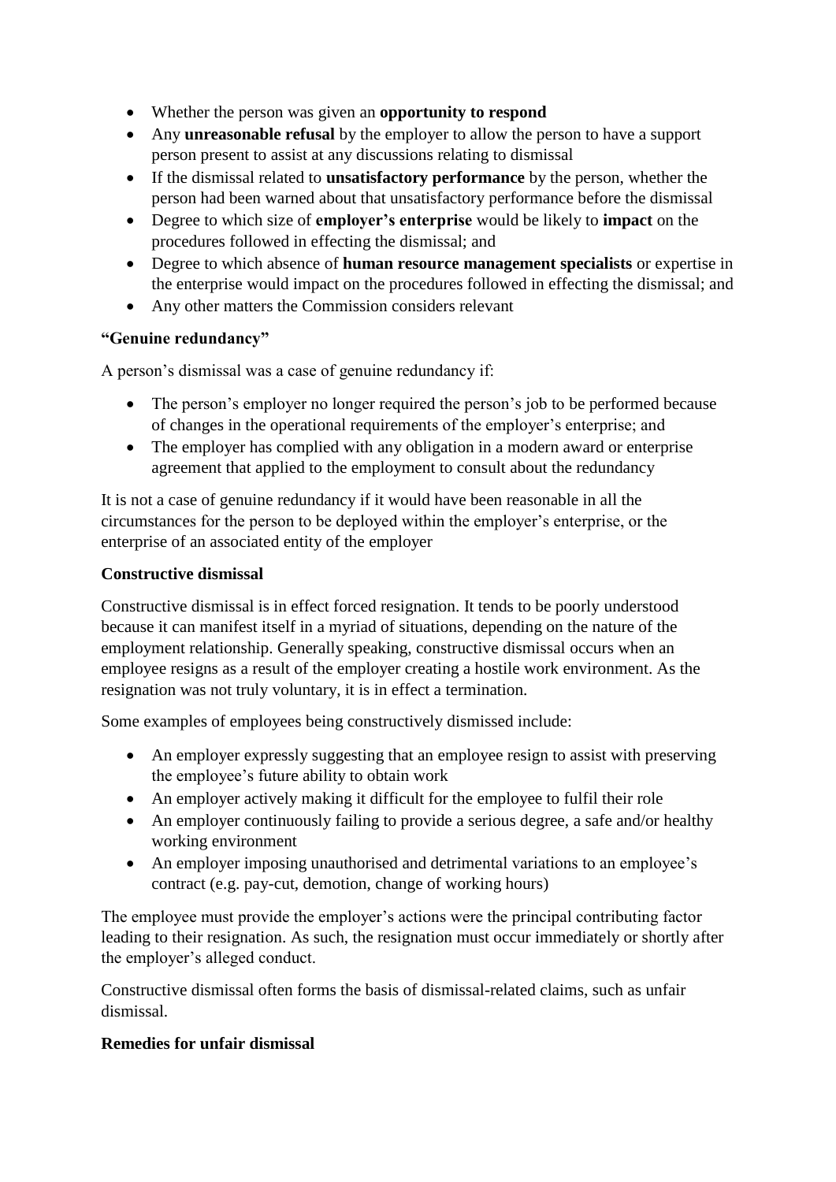- Whether the person was given an **opportunity to respond**
- Any **unreasonable refusal** by the employer to allow the person to have a support person present to assist at any discussions relating to dismissal
- If the dismissal related to **unsatisfactory performance** by the person, whether the person had been warned about that unsatisfactory performance before the dismissal
- Degree to which size of **employer's enterprise** would be likely to **impact** on the procedures followed in effecting the dismissal; and
- Degree to which absence of **human resource management specialists** or expertise in the enterprise would impact on the procedures followed in effecting the dismissal; and
- Any other matters the Commission considers relevant

**"Genuine redundancy"**

A person's dismissal was a case of genuine redundancy if:

- The person's employer no longer required the person's job to be performed because of changes in the operational requirements of the employer's enterprise; and
- The employer has complied with any obligation in a modern award or enterprise agreement that applied to the employment to consult about the redundancy

It is not a case of genuine redundancy if it would have been reasonable in all the circumstances for the person to be deployed within the employer's enterprise, or the enterprise of an associated entity of the employer

**Constructive dismissal**

Constructive dismissal is in effect forced resignation. It tends to be poorly understood because it can manifest itself in a myriad of situations, depending on the nature of the employment relationship. Generally speaking, constructive dismissal occurs when an employee resigns as a result of the employer creating a hostile work environment. As the resignation was not truly voluntary, it is in effect a termination.

Some examples of employees being constructively dismissed include:

- An employer expressly suggesting that an employee resign to assist with preserving the employee's future ability to obtain work
- An employer actively making it difficult for the employee to fulfil their role
- An employer continuously failing to provide a serious degree, a safe and/or healthy working environment
- An employer imposing unauthorised and detrimental variations to an employee's contract (e.g. pay-cut, demotion, change of working hours)

The employee must provide the employer's actions were the principal contributing factor leading to their resignation. As such, the resignation must occur immediately or shortly after the employer's alleged conduct.

Constructive dismissal often forms the basis of dismissal-related claims, such as unfair dismissal.

**Remedies for unfair dismissal**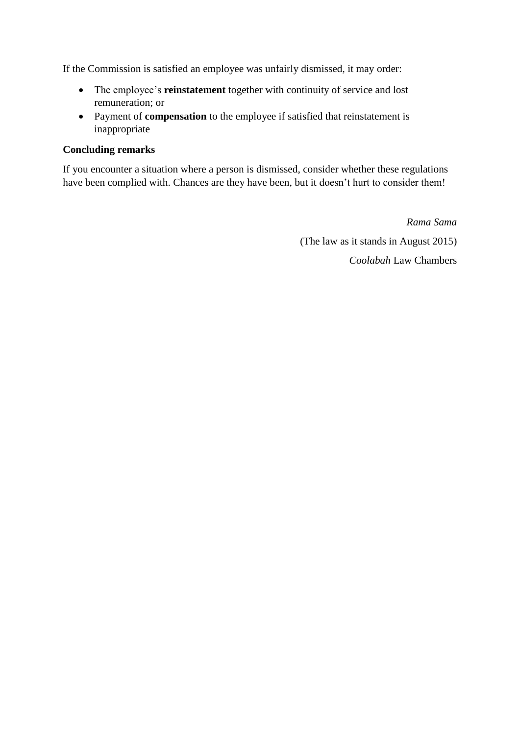If the Commission is satisfied an employee was unfairly dismissed, it may order:

- The employee's **reinstatement** together with continuity of service and lost remuneration; or
- Payment of **compensation** to the employee if satisfied that reinstatement is inappropriate

**Concluding remarks**

If you encounter a situation where a person is dismissed, consider whether these regulations have been complied with. Chances are they have been, but it doesn't hurt to consider them!

*Rama Sama*

(The law as it stands in August 2015)

*Coolabah* Law Chambers